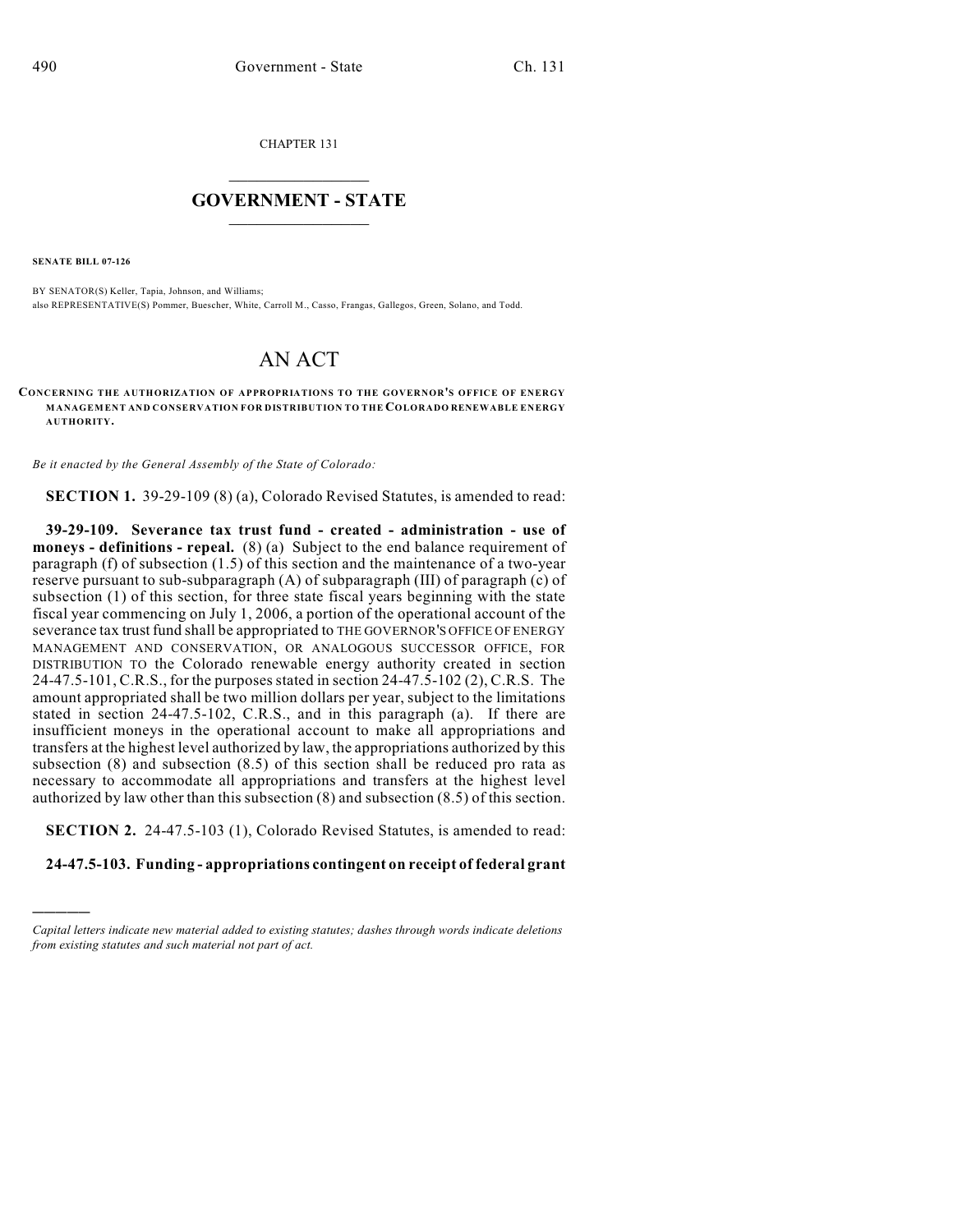CHAPTER 131

# GOVERNMENT - STATE

**SENATE BILL 07-126**

BY SENATOR(S) Keller, Tapia, Johnson, and Williams;
also REPRESENTATIVE(S) Pommer, Buescher, White, Carroll M., Casso, Frangas, Gallegos, Green, Solano, and Todd.

# AN ACT

**CONCERNING THE AUTHORIZATION OF APPROPRIATIONS TO THE GOVERNOR'S OFFICE OF ENERGY MANAGEMENT AND CONSERVATION FOR DISTRIBUTION TO THE COLORADO RENEWABLE ENERGY AUTHORITY.**

*Be it enacted by the General Assembly of the State of Colorado:*

**SECTION 1.** 39-29-109 (8) (a), Colorado Revised Statutes, is amended to read:

**39-29-109. Severance tax trust fund - created - administration - use of moneys - definitions - repeal.** (8) (a) Subject to the end balance requirement of paragraph (f) of subsection (1.5) of this section and the maintenance of a two-year reserve pursuant to sub-subparagraph (A) of subparagraph (III) of paragraph (c) of subsection (1) of this section, for three state fiscal years beginning with the state fiscal year commencing on July 1, 2006, a portion of the operational account of the severance tax trust fund shall be appropriated to THE GOVERNOR'S OFFICE OF ENERGY MANAGEMENT AND CONSERVATION, OR ANALOGOUS SUCCESSOR OFFICE, FOR DISTRIBUTION TO the Colorado renewable energy authority created in section 24-47.5-101, C.R.S., for the purposes stated in section 24-47.5-102 (2), C.R.S. The amount appropriated shall be two million dollars per year, subject to the limitations stated in section 24-47.5-102, C.R.S., and in this paragraph (a). If there are insufficient moneys in the operational account to make all appropriations and transfers at the highest level authorized by law, the appropriations authorized by this subsection (8) and subsection (8.5) of this section shall be reduced pro rata as necessary to accommodate all appropriations and transfers at the highest level authorized by law other than this subsection (8) and subsection (8.5) of this section.

**SECTION 2.** 24-47.5-103 (1), Colorado Revised Statutes, is amended to read:

**24-47.5-103. Funding - appropriations contingent on receipt of federal grant**

---

*Capital letters indicate new material added to existing statutes; dashes through words indicate deletions from existing statutes and such material not part of act.*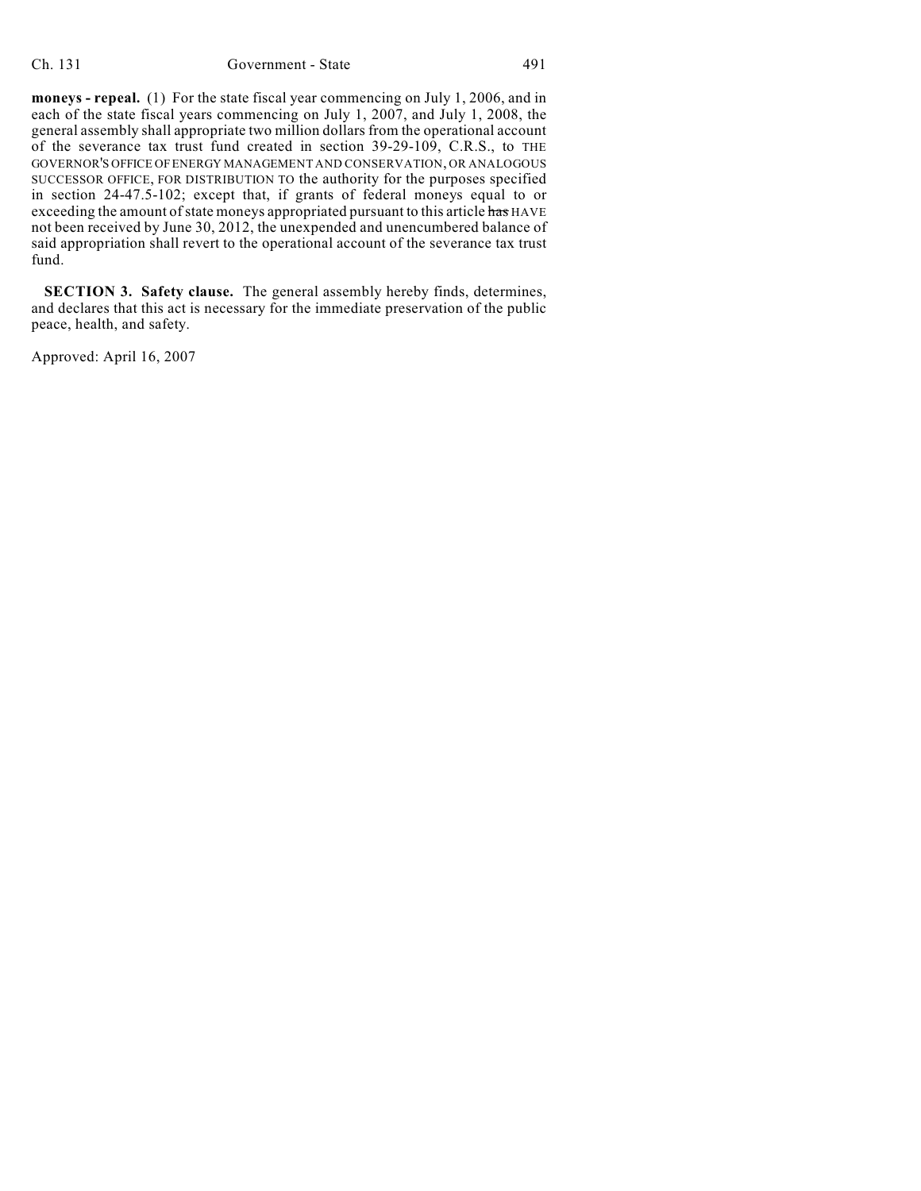**moneys - repeal.** (1) For the state fiscal year commencing on July 1, 2006, and in each of the state fiscal years commencing on July 1, 2007, and July 1, 2008, the general assembly shall appropriate two million dollars from the operational account of the severance tax trust fund created in section 39-29-109, C.R.S., to THE GOVERNOR'S OFFICE OF ENERGY MANAGEMENT AND CONSERVATION, OR ANALOGOUS SUCCESSOR OFFICE, FOR DISTRIBUTION TO the authority for the purposes specified in section 24-47.5-102; except that, if grants of federal moneys equal to or exceeding the amount of state moneys appropriated pursuant to this article ~~has~~ HAVE not been received by June 30, 2012, the unexpended and unencumbered balance of said appropriation shall revert to the operational account of the severance tax trust fund.

**SECTION 3. Safety clause.** The general assembly hereby finds, determines, and declares that this act is necessary for the immediate preservation of the public peace, health, and safety.

Approved: April 16, 2007